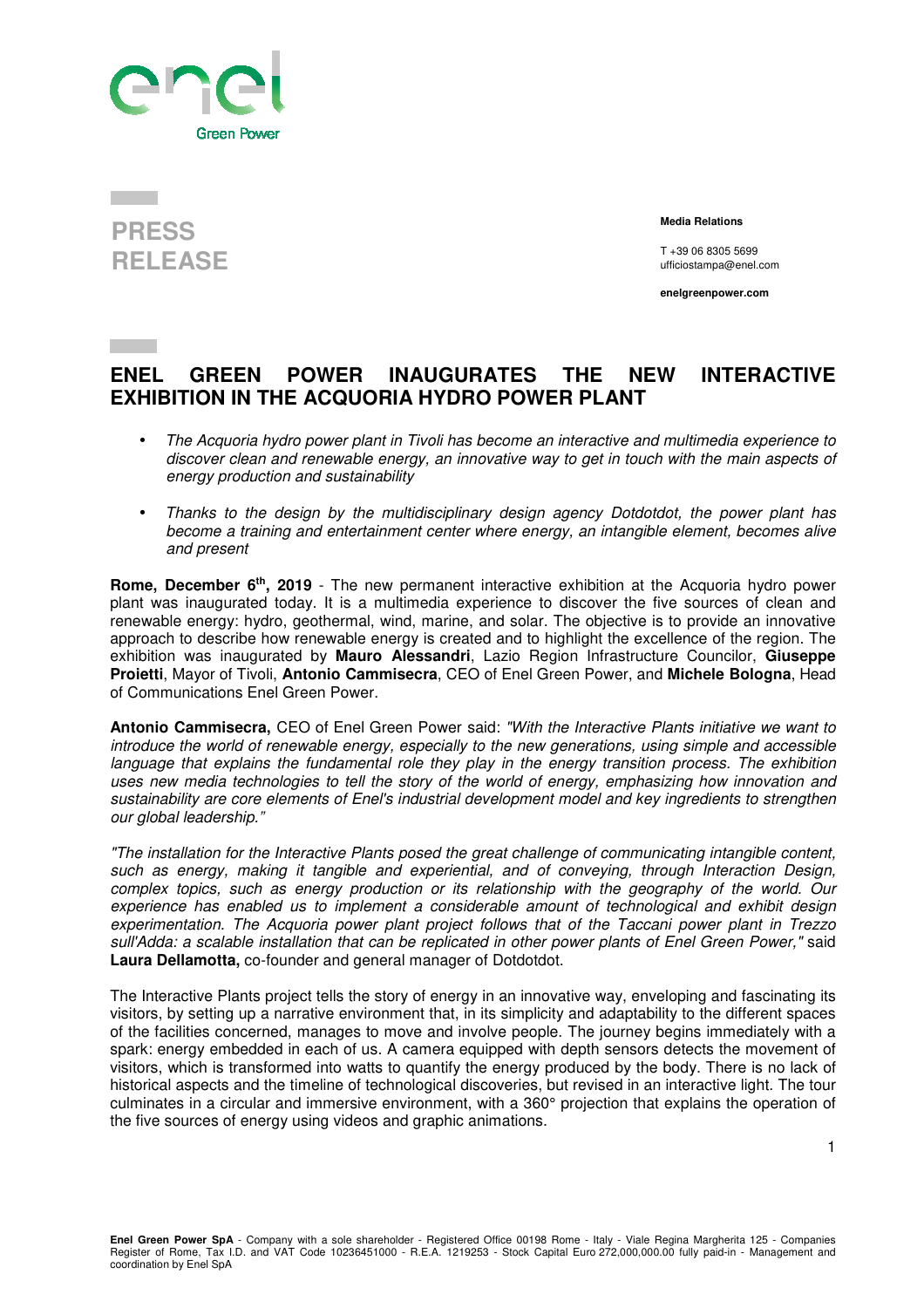**PRESS RELEASE**

**Media Relations**

T +39 06 8305 5699
ufficiostampa@enel.com

**enelgreenpower.com**

# ENEL GREEN POWER INAUGURATES THE NEW INTERACTIVE EXHIBITION IN THE ACQUORIA HYDRO POWER PLANT

- *The Acquoria hydro power plant in Tivoli has become an interactive and multimedia experience to discover clean and renewable energy, an innovative way to get in touch with the main aspects of energy production and sustainability*
- *Thanks to the design by the multidisciplinary design agency Dotdotdot, the power plant has become a training and entertainment center where energy, an intangible element, becomes alive and present*

**Rome, December 6th, 2019** - The new permanent interactive exhibition at the Acquoria hydro power plant was inaugurated today. It is a multimedia experience to discover the five sources of clean and renewable energy: hydro, geothermal, wind, marine, and solar. The objective is to provide an innovative approach to describe how renewable energy is created and to highlight the excellence of the region. The exhibition was inaugurated by **Mauro Alessandri**, Lazio Region Infrastructure Councilor, **Giuseppe Proietti**, Mayor of Tivoli, **Antonio Cammisecra**, CEO of Enel Green Power, and **Michele Bologna**, Head of Communications Enel Green Power.

**Antonio Cammisecra,** CEO of Enel Green Power said: *"With the Interactive Plants initiative we want to introduce the world of renewable energy, especially to the new generations, using simple and accessible language that explains the fundamental role they play in the energy transition process. The exhibition uses new media technologies to tell the story of the world of energy, emphasizing how innovation and sustainability are core elements of Enel's industrial development model and key ingredients to strengthen our global leadership."*

*"The installation for the Interactive Plants posed the great challenge of communicating intangible content, such as energy, making it tangible and experiential, and of conveying, through Interaction Design, complex topics, such as energy production or its relationship with the geography of the world. Our experience has enabled us to implement a considerable amount of technological and exhibit design experimentation. The Acquoria power plant project follows that of the Taccani power plant in Trezzo sull'Adda: a scalable installation that can be replicated in other power plants of Enel Green Power,"* said **Laura Dellamotta,** co-founder and general manager of Dotdotdot.

The Interactive Plants project tells the story of energy in an innovative way, enveloping and fascinating its visitors, by setting up a narrative environment that, in its simplicity and adaptability to the different spaces of the facilities concerned, manages to move and involve people. The journey begins immediately with a spark: energy embedded in each of us. A camera equipped with depth sensors detects the movement of visitors, which is transformed into watts to quantify the energy produced by the body. There is no lack of historical aspects and the timeline of technological discoveries, but revised in an interactive light. The tour culminates in a circular and immersive environment, with a 360° projection that explains the operation of the five sources of energy using videos and graphic animations.

**Enel Green Power SpA** - Company with a sole shareholder - Registered Office 00198 Rome - Italy - Viale Regina Margherita 125 - Companies Register of Rome, Tax I.D. and VAT Code 10236451000 - R.E.A. 1219253 - Stock Capital Euro 272,000,000.00 fully paid-in - Management and coordination by Enel SpA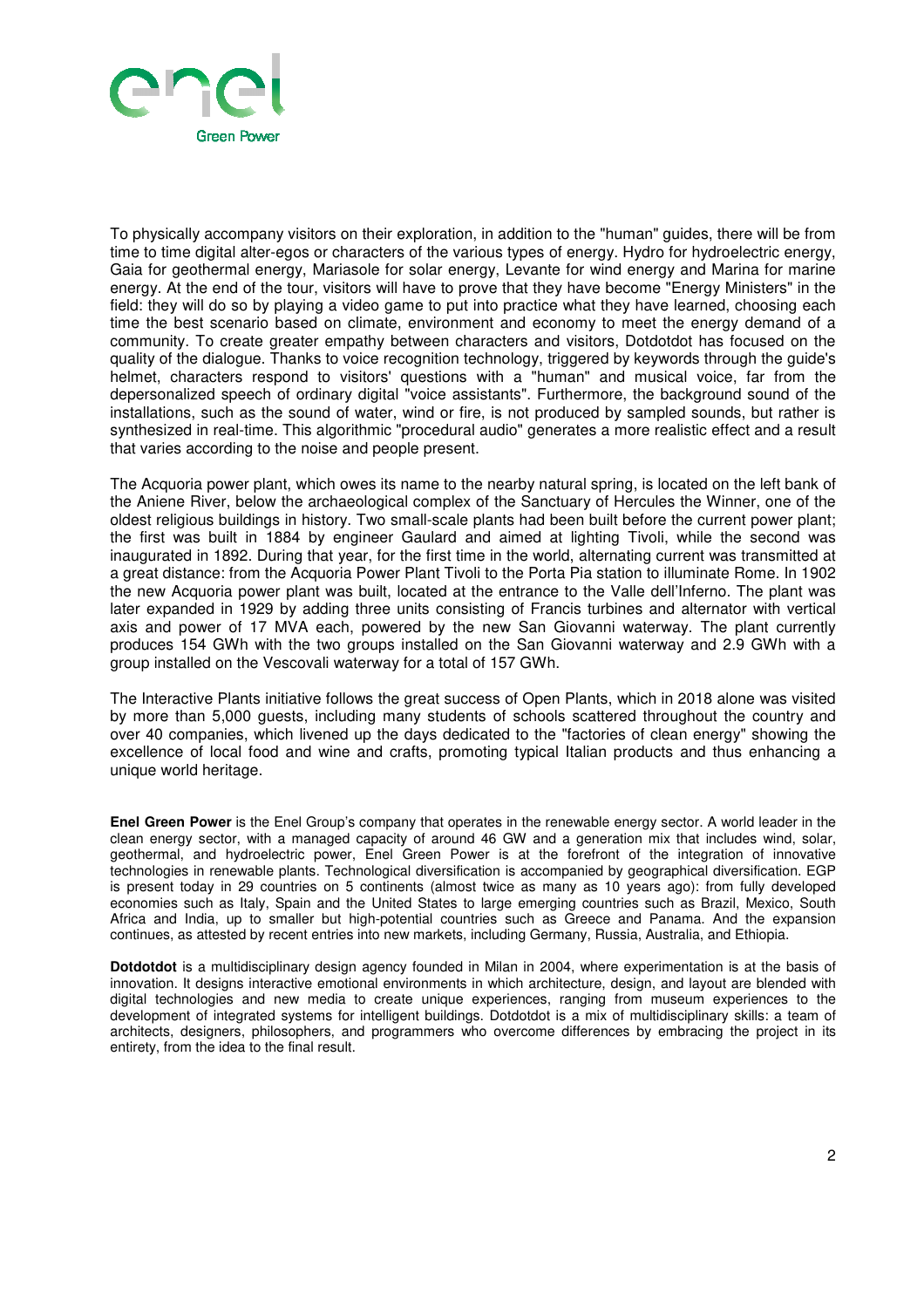To physically accompany visitors on their exploration, in addition to the "human" guides, there will be from time to time digital alter-egos or characters of the various types of energy. Hydro for hydroelectric energy, Gaia for geothermal energy, Mariasole for solar energy, Levante for wind energy and Marina for marine energy. At the end of the tour, visitors will have to prove that they have become "Energy Ministers" in the field: they will do so by playing a video game to put into practice what they have learned, choosing each time the best scenario based on climate, environment and economy to meet the energy demand of a community. To create greater empathy between characters and visitors, Dotdotdot has focused on the quality of the dialogue. Thanks to voice recognition technology, triggered by keywords through the guide's helmet, characters respond to visitors' questions with a "human" and musical voice, far from the depersonalized speech of ordinary digital "voice assistants". Furthermore, the background sound of the installations, such as the sound of water, wind or fire, is not produced by sampled sounds, but rather is synthesized in real-time. This algorithmic "procedural audio" generates a more realistic effect and a result that varies according to the noise and people present.

The Acquoria power plant, which owes its name to the nearby natural spring, is located on the left bank of the Aniene River, below the archaeological complex of the Sanctuary of Hercules the Winner, one of the oldest religious buildings in history. Two small-scale plants had been built before the current power plant; the first was built in 1884 by engineer Gaulard and aimed at lighting Tivoli, while the second was inaugurated in 1892. During that year, for the first time in the world, alternating current was transmitted at a great distance: from the Acquoria Power Plant Tivoli to the Porta Pia station to illuminate Rome. In 1902 the new Acquoria power plant was built, located at the entrance to the Valle dell'Inferno. The plant was later expanded in 1929 by adding three units consisting of Francis turbines and alternator with vertical axis and power of 17 MVA each, powered by the new San Giovanni waterway. The plant currently produces 154 GWh with the two groups installed on the San Giovanni waterway and 2.9 GWh with a group installed on the Vescovali waterway for a total of 157 GWh.

The Interactive Plants initiative follows the great success of Open Plants, which in 2018 alone was visited by more than 5,000 guests, including many students of schools scattered throughout the country and over 40 companies, which livened up the days dedicated to the "factories of clean energy" showing the excellence of local food and wine and crafts, promoting typical Italian products and thus enhancing a unique world heritage.

**Enel Green Power** is the Enel Group's company that operates in the renewable energy sector. A world leader in the clean energy sector, with a managed capacity of around 46 GW and a generation mix that includes wind, solar, geothermal, and hydroelectric power, Enel Green Power is at the forefront of the integration of innovative technologies in renewable plants. Technological diversification is accompanied by geographical diversification. EGP is present today in 29 countries on 5 continents (almost twice as many as 10 years ago): from fully developed economies such as Italy, Spain and the United States to large emerging countries such as Brazil, Mexico, South Africa and India, up to smaller but high-potential countries such as Greece and Panama. And the expansion continues, as attested by recent entries into new markets, including Germany, Russia, Australia, and Ethiopia.

**Dotdotdot** is a multidisciplinary design agency founded in Milan in 2004, where experimentation is at the basis of innovation. It designs interactive emotional environments in which architecture, design, and layout are blended with digital technologies and new media to create unique experiences, ranging from museum experiences to the development of integrated systems for intelligent buildings. Dotdotdot is a mix of multidisciplinary skills: a team of architects, designers, philosophers, and programmers who overcome differences by embracing the project in its entirety, from the idea to the final result.